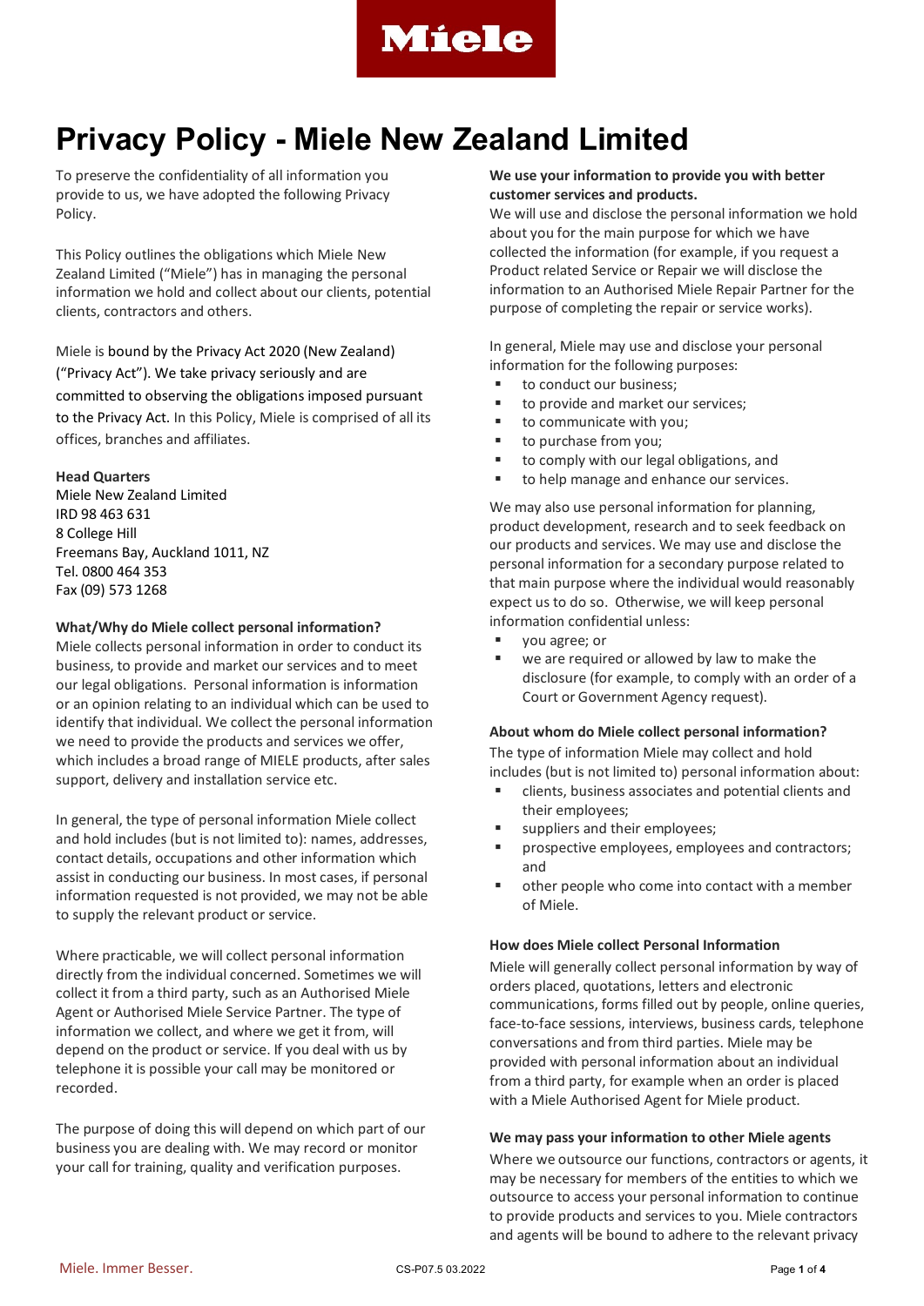# Privacy Policy - Miele New Zealand Limited

To preserve the confidentiality of all information you provide to us, we have adopted the following Privacy Policy.

This Policy outlines the obligations which Miele New Zealand Limited ("Miele") has in managing the personal information we hold and collect about our clients, potential clients, contractors and others.

Miele is bound by the Privacy Act 2020 (New Zealand) ("Privacy Act"). We take privacy seriously and are committed to observing the obligations imposed pursuant to the Privacy Act. In this Policy, Miele is comprised of all its offices, branches and affiliates.

**Head Quarters**
Miele New Zealand Limited
IRD 98 463 631
8 College Hill
Freemans Bay, Auckland 1011, NZ
Tel. 0800 464 353
Fax (09) 573 1268

**What/Why do Miele collect personal information?**

Miele collects personal information in order to conduct its business, to provide and market our services and to meet our legal obligations. Personal information is information or an opinion relating to an individual which can be used to identify that individual. We collect the personal information we need to provide the products and services we offer, which includes a broad range of MIELE products, after sales support, delivery and installation service etc.

In general, the type of personal information Miele collect and hold includes (but is not limited to): names, addresses, contact details, occupations and other information which assist in conducting our business. In most cases, if personal information requested is not provided, we may not be able to supply the relevant product or service.

Where practicable, we will collect personal information directly from the individual concerned. Sometimes we will collect it from a third party, such as an Authorised Miele Agent or Authorised Miele Service Partner. The type of information we collect, and where we get it from, will depend on the product or service. If you deal with us by telephone it is possible your call may be monitored or recorded.

The purpose of doing this will depend on which part of our business you are dealing with. We may record or monitor your call for training, quality and verification purposes.

**We use your information to provide you with better customer services and products.**

We will use and disclose the personal information we hold about you for the main purpose for which we have collected the information (for example, if you request a Product related Service or Repair we will disclose the information to an Authorised Miele Repair Partner for the purpose of completing the repair or service works).

In general, Miele may use and disclose your personal information for the following purposes:

- to conduct our business;
- to provide and market our services;
- to communicate with you;
- to purchase from you;
- to comply with our legal obligations, and
- to help manage and enhance our services.

We may also use personal information for planning, product development, research and to seek feedback on our products and services. We may use and disclose the personal information for a secondary purpose related to that main purpose where the individual would reasonably expect us to do so. Otherwise, we will keep personal information confidential unless:

- you agree; or
- we are required or allowed by law to make the disclosure (for example, to comply with an order of a Court or Government Agency request).

**About whom do Miele collect personal information?**

The type of information Miele may collect and hold includes (but is not limited to) personal information about:

- clients, business associates and potential clients and their employees;
- suppliers and their employees;
- prospective employees, employees and contractors; and
- other people who come into contact with a member of Miele.

**How does Miele collect Personal Information**

Miele will generally collect personal information by way of orders placed, quotations, letters and electronic communications, forms filled out by people, online queries, face-to-face sessions, interviews, business cards, telephone conversations and from third parties. Miele may be provided with personal information about an individual from a third party, for example when an order is placed with a Miele Authorised Agent for Miele product.

**We may pass your information to other Miele agents**

Where we outsource our functions, contractors or agents, it may be necessary for members of the entities to which we outsource to access your personal information to continue to provide products and services to you. Miele contractors and agents will be bound to adhere to the relevant privacy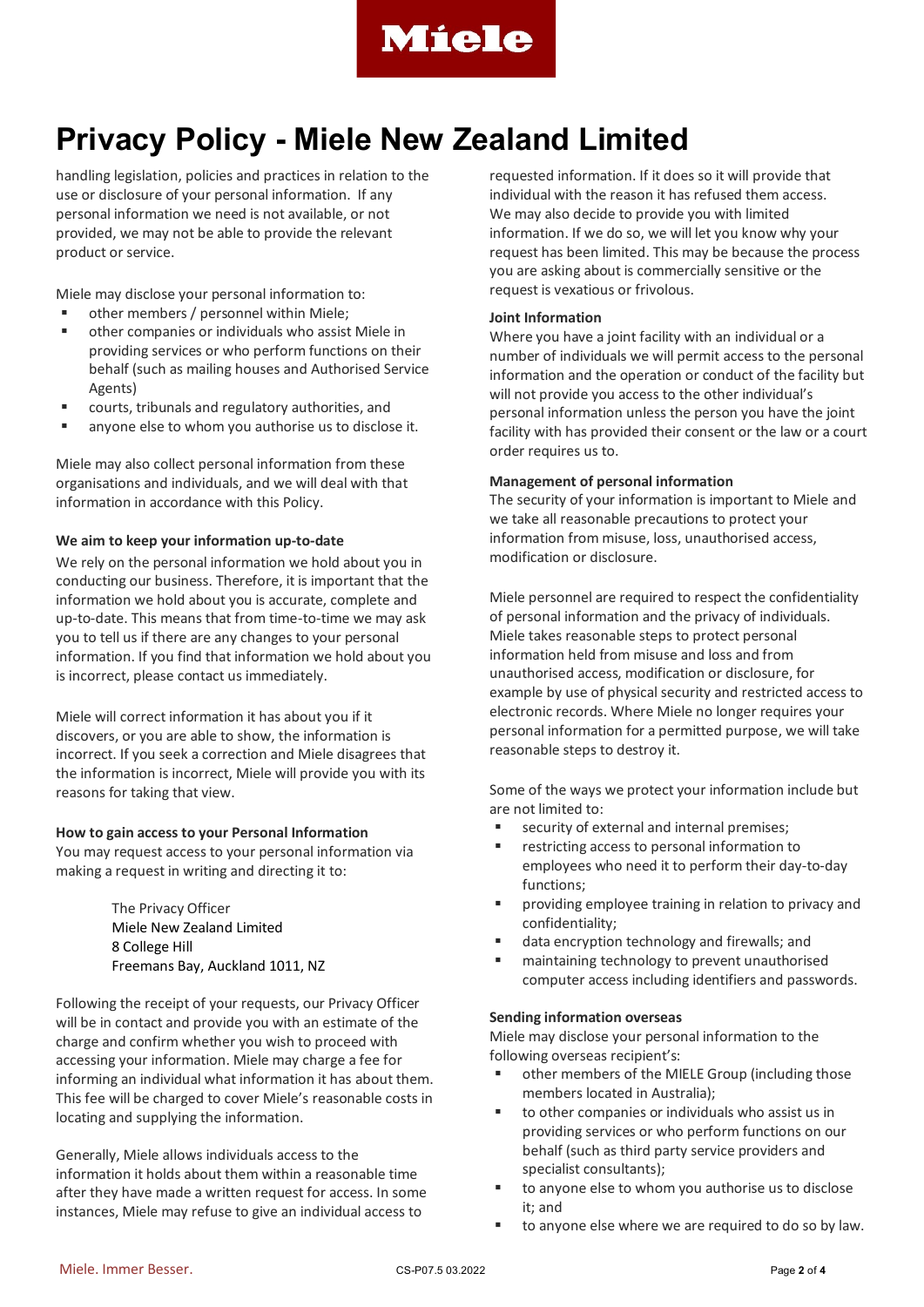handling legislation, policies and practices in relation to the use or disclosure of your personal information. If any personal information we need is not available, or not provided, we may not be able to provide the relevant product or service.

Miele may disclose your personal information to:

- other members / personnel within Miele;
- other companies or individuals who assist Miele in providing services or who perform functions on their behalf (such as mailing houses and Authorised Service Agents)
- courts, tribunals and regulatory authorities, and
- anyone else to whom you authorise us to disclose it.

Miele may also collect personal information from these organisations and individuals, and we will deal with that information in accordance with this Policy.

**We aim to keep your information up-to-date**

We rely on the personal information we hold about you in conducting our business. Therefore, it is important that the information we hold about you is accurate, complete and up-to-date. This means that from time-to-time we may ask you to tell us if there are any changes to your personal information. If you find that information we hold about you is incorrect, please contact us immediately.

Miele will correct information it has about you if it discovers, or you are able to show, the information is incorrect. If you seek a correction and Miele disagrees that the information is incorrect, Miele will provide you with its reasons for taking that view.

**How to gain access to your Personal Information**

You may request access to your personal information via making a request in writing and directing it to:

> The Privacy Officer
> Miele New Zealand Limited
> 8 College Hill
> Freemans Bay, Auckland 1011, NZ

Following the receipt of your requests, our Privacy Officer will be in contact and provide you with an estimate of the charge and confirm whether you wish to proceed with accessing your information. Miele may charge a fee for informing an individual what information it has about them. This fee will be charged to cover Miele's reasonable costs in locating and supplying the information.

Generally, Miele allows individuals access to the information it holds about them within a reasonable time after they have made a written request for access. In some instances, Miele may refuse to give an individual access to requested information. If it does so it will provide that individual with the reason it has refused them access. We may also decide to provide you with limited information. If we do so, we will let you know why your request has been limited. This may be because the process you are asking about is commercially sensitive or the request is vexatious or frivolous.

**Joint Information**

Where you have a joint facility with an individual or a number of individuals we will permit access to the personal information and the operation or conduct of the facility but will not provide you access to the other individual's personal information unless the person you have the joint facility with has provided their consent or the law or a court order requires us to.

**Management of personal information**

The security of your information is important to Miele and we take all reasonable precautions to protect your information from misuse, loss, unauthorised access, modification or disclosure.

Miele personnel are required to respect the confidentiality of personal information and the privacy of individuals. Miele takes reasonable steps to protect personal information held from misuse and loss and from unauthorised access, modification or disclosure, for example by use of physical security and restricted access to electronic records. Where Miele no longer requires your personal information for a permitted purpose, we will take reasonable steps to destroy it.

Some of the ways we protect your information include but are not limited to:

- security of external and internal premises;
- restricting access to personal information to employees who need it to perform their day-to-day functions;
- providing employee training in relation to privacy and confidentiality;
- data encryption technology and firewalls; and
- maintaining technology to prevent unauthorised computer access including identifiers and passwords.

**Sending information overseas**

Miele may disclose your personal information to the following overseas recipient's:

- other members of the MIELE Group (including those members located in Australia);
- to other companies or individuals who assist us in providing services or who perform functions on our behalf (such as third party service providers and specialist consultants);
- to anyone else to whom you authorise us to disclose it; and
- to anyone else where we are required to do so by law.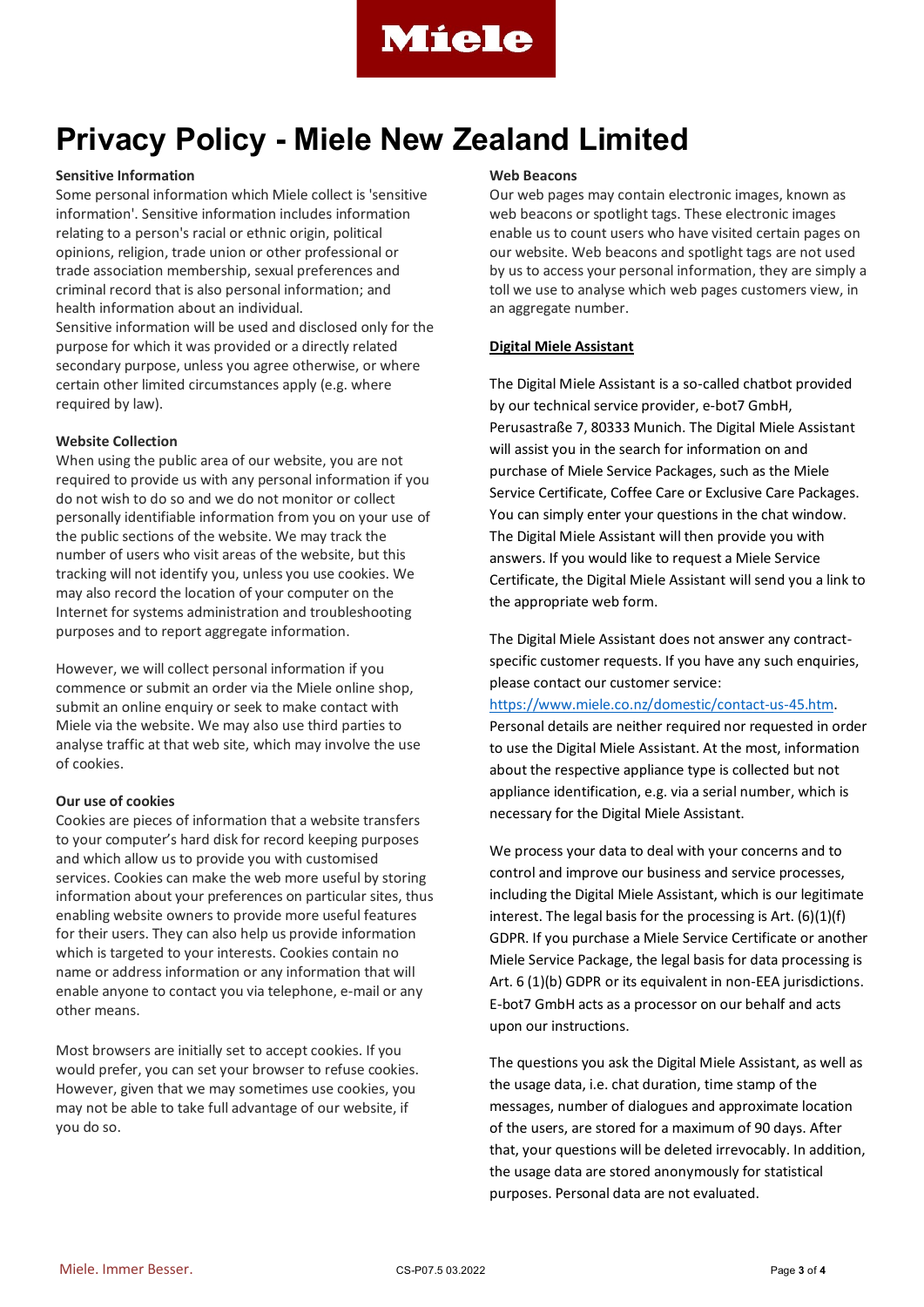# Privacy Policy - Miele New Zealand Limited

**Sensitive Information**
Some personal information which Miele collect is 'sensitive information'. Sensitive information includes information relating to a person's racial or ethnic origin, political opinions, religion, trade union or other professional or trade association membership, sexual preferences and criminal record that is also personal information; and health information about an individual.
Sensitive information will be used and disclosed only for the purpose for which it was provided or a directly related secondary purpose, unless you agree otherwise, or where certain other limited circumstances apply (e.g. where required by law).

**Website Collection**
When using the public area of our website, you are not required to provide us with any personal information if you do not wish to do so and we do not monitor or collect personally identifiable information from you on your use of the public sections of the website. We may track the number of users who visit areas of the website, but this tracking will not identify you, unless you use cookies. We may also record the location of your computer on the Internet for systems administration and troubleshooting purposes and to report aggregate information.

However, we will collect personal information if you commence or submit an order via the Miele online shop, submit an online enquiry or seek to make contact with Miele via the website. We may also use third parties to analyse traffic at that web site, which may involve the use of cookies.

**Our use of cookies**
Cookies are pieces of information that a website transfers to your computer's hard disk for record keeping purposes and which allow us to provide you with customised services. Cookies can make the web more useful by storing information about your preferences on particular sites, thus enabling website owners to provide more useful features for their users. They can also help us provide information which is targeted to your interests. Cookies contain no name or address information or any information that will enable anyone to contact you via telephone, e-mail or any other means.

Most browsers are initially set to accept cookies. If you would prefer, you can set your browser to refuse cookies. However, given that we may sometimes use cookies, you may not be able to take full advantage of our website, if you do so.

**Web Beacons**
Our web pages may contain electronic images, known as web beacons or spotlight tags. These electronic images enable us to count users who have visited certain pages on our website. Web beacons and spotlight tags are not used by us to access your personal information, they are simply a toll we use to analyse which web pages customers view, in an aggregate number.

**Digital Miele Assistant**

The Digital Miele Assistant is a so-called chatbot provided by our technical service provider, e-bot7 GmbH, Perusastraße 7, 80333 Munich. The Digital Miele Assistant will assist you in the search for information on and purchase of Miele Service Packages, such as the Miele Service Certificate, Coffee Care or Exclusive Care Packages. You can simply enter your questions in the chat window. The Digital Miele Assistant will then provide you with answers. If you would like to request a Miele Service Certificate, the Digital Miele Assistant will send you a link to the appropriate web form.

The Digital Miele Assistant does not answer any contract-specific customer requests. If you have any such enquiries, please contact our customer service: https://www.miele.co.nz/domestic/contact-us-45.htm. Personal details are neither required nor requested in order to use the Digital Miele Assistant. At the most, information about the respective appliance type is collected but not appliance identification, e.g. via a serial number, which is necessary for the Digital Miele Assistant.

We process your data to deal with your concerns and to control and improve our business and service processes, including the Digital Miele Assistant, which is our legitimate interest. The legal basis for the processing is Art. (6)(1)(f) GDPR. If you purchase a Miele Service Certificate or another Miele Service Package, the legal basis for data processing is Art. 6 (1)(b) GDPR or its equivalent in non-EEA jurisdictions. E-bot7 GmbH acts as a processor on our behalf and acts upon our instructions.

The questions you ask the Digital Miele Assistant, as well as the usage data, i.e. chat duration, time stamp of the messages, number of dialogues and approximate location of the users, are stored for a maximum of 90 days. After that, your questions will be deleted irrevocably. In addition, the usage data are stored anonymously for statistical purposes. Personal data are not evaluated.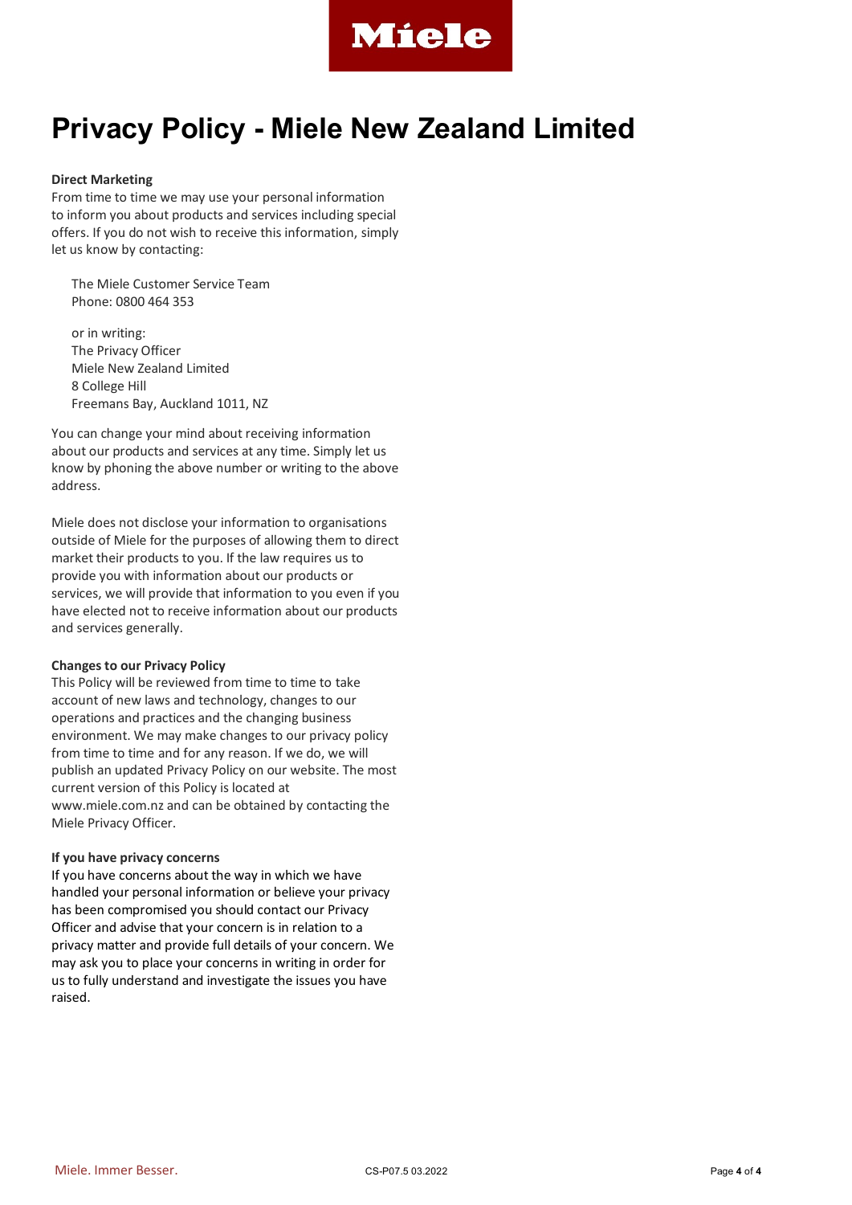# Privacy Policy - Miele New Zealand Limited

### Direct Marketing

From time to time we may use your personal information to inform you about products and services including special offers. If you do not wish to receive this information, simply let us know by contacting:

The Miele Customer Service Team
Phone: 0800 464 353

or in writing:
The Privacy Officer
Miele New Zealand Limited
8 College Hill
Freemans Bay, Auckland 1011, NZ

You can change your mind about receiving information about our products and services at any time. Simply let us know by phoning the above number or writing to the above address.

Miele does not disclose your information to organisations outside of Miele for the purposes of allowing them to direct market their products to you. If the law requires us to provide you with information about our products or services, we will provide that information to you even if you have elected not to receive information about our products and services generally.

### Changes to our Privacy Policy

This Policy will be reviewed from time to time to take account of new laws and technology, changes to our operations and practices and the changing business environment. We may make changes to our privacy policy from time to time and for any reason. If we do, we will publish an updated Privacy Policy on our website. The most current version of this Policy is located at www.miele.com.nz and can be obtained by contacting the Miele Privacy Officer.

### If you have privacy concerns

If you have concerns about the way in which we have handled your personal information or believe your privacy has been compromised you should contact our Privacy Officer and advise that your concern is in relation to a privacy matter and provide full details of your concern. We may ask you to place your concerns in writing in order for us to fully understand and investigate the issues you have raised.